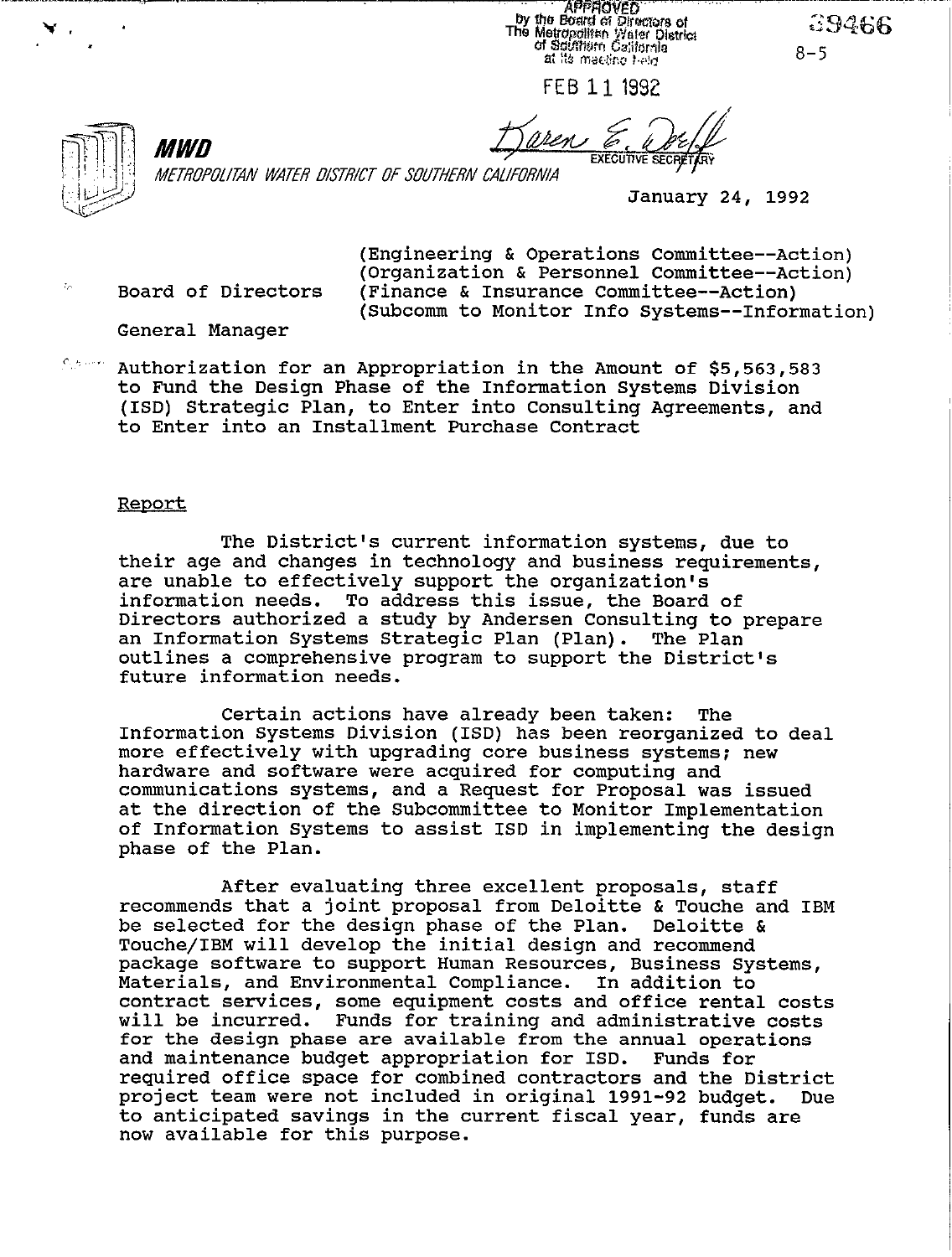APPROVED
by the Board of Directors of
The Metropolitan Water District
of Southern California
at its meeting held

FEB 11 1992

Karen E. Dorff
EXECUTIVE SECRETARY

39466

8-5

**MWD**

*METROPOLITAN WATER DISTRICT OF SOUTHERN CALIFORNIA*

January 24, 1992

(Engineering & Operations Committee--Action)
(Organization & Personnel Committee--Action)
(Finance & Insurance Committee--Action)
(Subcomm to Monitor Info Systems--Information)

To: Board of Directors

From: General Manager

Subject: Authorization for an Appropriation in the Amount of $5,563,583 to Fund the Design Phase of the Information Systems Division (ISD) Strategic Plan, to Enter into Consulting Agreements, and to Enter into an Installment Purchase Contract

Report

The District's current information systems, due to their age and changes in technology and business requirements, are unable to effectively support the organization's information needs. To address this issue, the Board of Directors authorized a study by Andersen Consulting to prepare an Information Systems Strategic Plan (Plan). The Plan outlines a comprehensive program to support the District's future information needs.

Certain actions have already been taken: The Information Systems Division (ISD) has been reorganized to deal more effectively with upgrading core business systems; new hardware and software were acquired for computing and communications systems, and a Request for Proposal was issued at the direction of the Subcommittee to Monitor Implementation of Information Systems to assist ISD in implementing the design phase of the Plan.

After evaluating three excellent proposals, staff recommends that a joint proposal from Deloitte & Touche and IBM be selected for the design phase of the Plan. Deloitte & Touche/IBM will develop the initial design and recommend package software to support Human Resources, Business Systems, Materials, and Environmental Compliance. In addition to contract services, some equipment costs and office rental costs will be incurred. Funds for training and administrative costs for the design phase are available from the annual operations and maintenance budget appropriation for ISD. Funds for required office space for combined contractors and the District project team were not included in original 1991-92 budget. Due to anticipated savings in the current fiscal year, funds are now available for this purpose.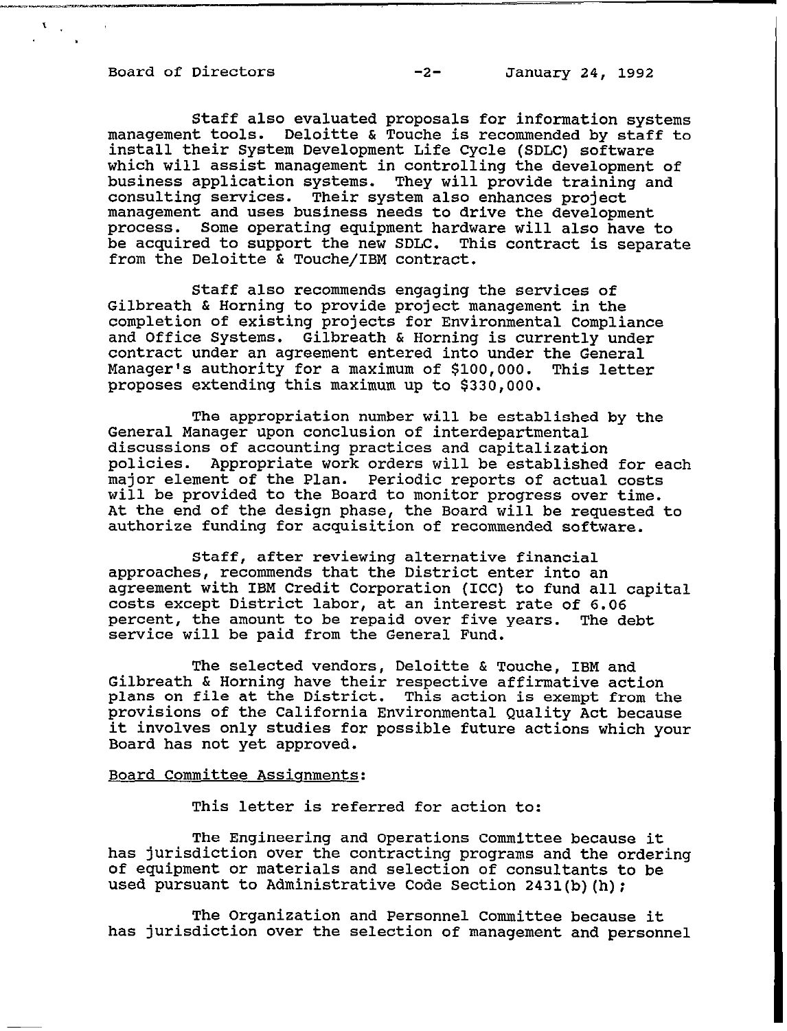Staff also evaluated proposals for information systems management tools. Deloitte & Touche is recommended by staff to install their System Development Life Cycle (SDLC) software which will assist management in controlling the development of business application systems. They will provide training and consulting services. Their system also enhances project management and uses business needs to drive the development process. Some operating equipment hardware will also have to be acquired to support the new SDLC. This contract is separate from the Deloitte & Touche/IBM contract.

Staff also recommends engaging the services of Gilbreath & Horning to provide project management in the completion of existing projects for Environmental Compliance and Office Systems. Gilbreath & Horning is currently under contract under an agreement entered into under the General Manager's authority for a maximum of $100,000. This letter proposes extending this maximum up to $330,000.

The appropriation number will be established by the General Manager upon conclusion of interdepartmental discussions of accounting practices and capitalization policies. Appropriate work orders will be established for each major element of the Plan. Periodic reports of actual costs will be provided to the Board to monitor progress over time. At the end of the design phase, the Board will be requested to authorize funding for acquisition of recommended software.

Staff, after reviewing alternative financial approaches, recommends that the District enter into an agreement with IBM Credit Corporation (ICC) to fund all capital costs except District labor, at an interest rate of 6.06 percent, the amount to be repaid over five years. The debt service will be paid from the General Fund.

The selected vendors, Deloitte & Touche, IBM and Gilbreath & Horning have their respective affirmative action plans on file at the District. This action is exempt from the provisions of the California Environmental Quality Act because it involves only studies for possible future actions which your Board has not yet approved.

Board Committee Assignments:

This letter is referred for action to:

The Engineering and Operations Committee because it has jurisdiction over the contracting programs and the ordering of equipment or materials and selection of consultants to be used pursuant to Administrative Code Section 2431(b)(h);

The Organization and Personnel Committee because it has jurisdiction over the selection of management and personnel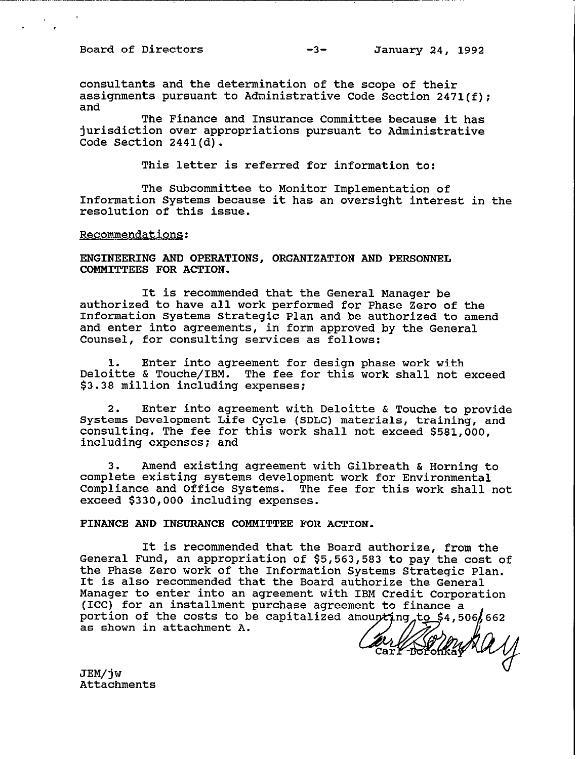consultants and the determination of the scope of their assignments pursuant to Administrative Code Section 2471(f); and

The Finance and Insurance Committee because it has jurisdiction over appropriations pursuant to Administrative Code Section 2441(d).

This letter is referred for information to:

The Subcommittee to Monitor Implementation of Information Systems because it has an oversight interest in the resolution of this issue.

Recommendations:

**ENGINEERING AND OPERATIONS, ORGANIZATION AND PERSONNEL COMMITTEES FOR ACTION.**

It is recommended that the General Manager be authorized to have all work performed for Phase Zero of the Information Systems Strategic Plan and be authorized to amend and enter into agreements, in form approved by the General Counsel, for consulting services as follows:

1. Enter into agreement for design phase work with Deloitte & Touche/IBM. The fee for this work shall not exceed $3.38 million including expenses;

2. Enter into agreement with Deloitte & Touche to provide Systems Development Life Cycle (SDLC) materials, training, and consulting. The fee for this work shall not exceed $581,000, including expenses; and

3. Amend existing agreement with Gilbreath & Horning to complete existing systems development work for Environmental Compliance and Office Systems. The fee for this work shall not exceed $330,000 including expenses.

**FINANCE AND INSURANCE COMMITTEE FOR ACTION.**

It is recommended that the Board authorize, from the General Fund, an appropriation of $5,563,583 to pay the cost of the Phase Zero work of the Information Systems Strategic Plan. It is also recommended that the Board authorize the General Manager to enter into an agreement with IBM Credit Corporation (ICC) for an installment purchase agreement to finance a portion of the costs to be capitalized amounting to $4,506,662 as shown in attachment A.

Carl Boronkay

JEM/jw
Attachments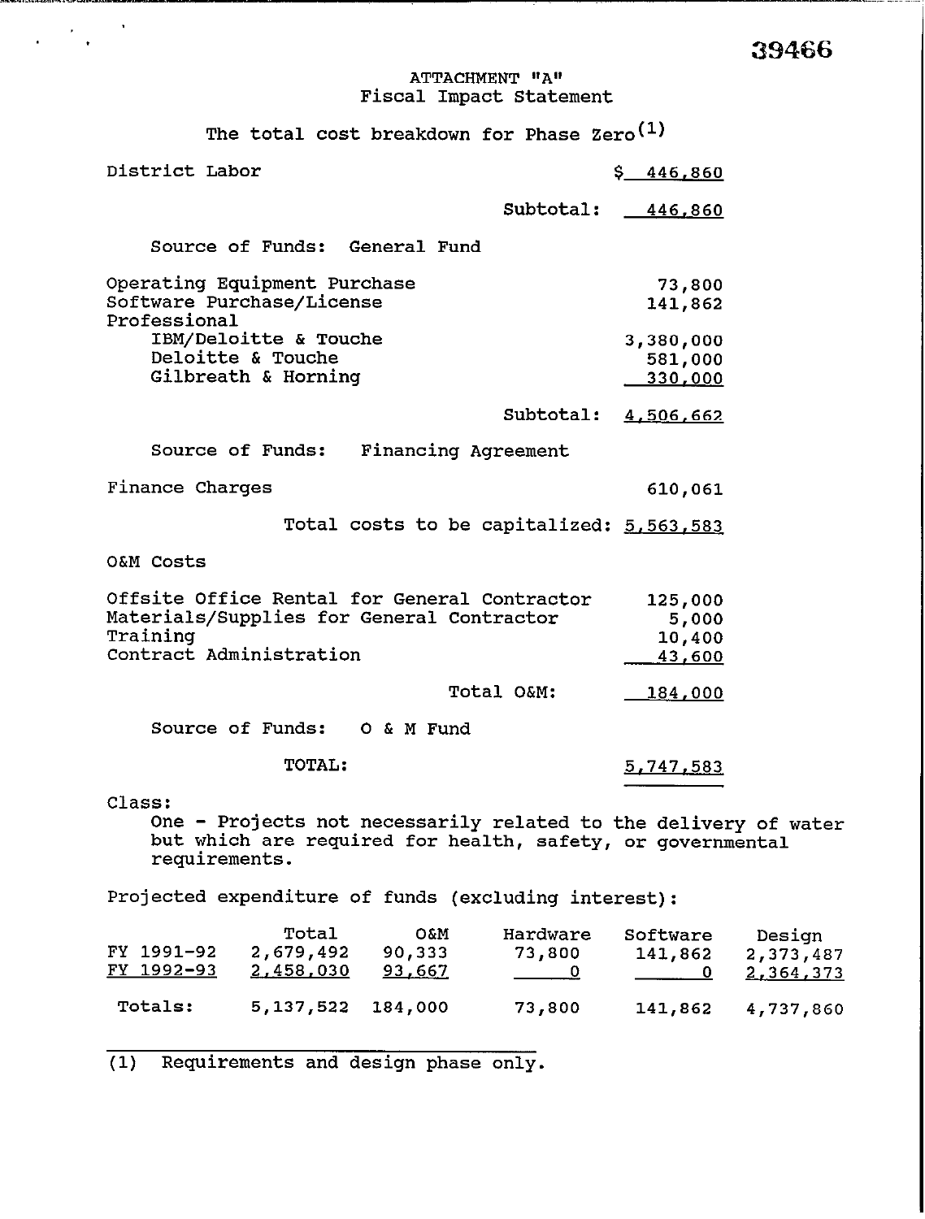39466

# ATTACHMENT "A"
## Fiscal Impact Statement

The total cost breakdown for Phase Zero[(1)]

| | |
|---|---|
| District Labor | $ 446,860 |
| Subtotal: | 446,860 |

Source of Funds: General Fund

| | |
|---|---|
| Operating Equipment Purchase | 73,800 |
| Software Purchase/License | 141,862 |
| Professional | |
| IBM/Deloitte & Touche | 3,380,000 |
| Deloitte & Touche | 581,000 |
| Gilbreath & Horning | 330,000 |
| Subtotal: | 4,506,662 |

Source of Funds: Financing Agreement

| | |
|---|---|
| Finance Charges | 610,061 |
| Total costs to be capitalized: | 5,563,583 |

O&M Costs

| | |
|---|---|
| Offsite Office Rental for General Contractor | 125,000 |
| Materials/Supplies for General Contractor | 5,000 |
| Training | 10,400 |
| Contract Administration | 43,600 |
| Total O&M: | 184,000 |

Source of Funds: O & M Fund

| | |
|---|---|
| TOTAL: | 5,747,583 |

Class:

One - Projects not necessarily related to the delivery of water but which are required for health, safety, or governmental requirements.

Projected expenditure of funds (excluding interest):

| | Total | O&M | Hardware | Software | Design |
|---|---|---|---|---|---|
| FY 1991-92 | 2,679,492 | 90,333 | 73,800 | 141,862 | 2,373,487 |
| FY 1992-93 | 2,458,030 | 93,667 | 0 | 0 | 2,364,373 |
| Totals: | 5,137,522 | 184,000 | 73,800 | 141,862 | 4,737,860 |

(1) Requirements and design phase only.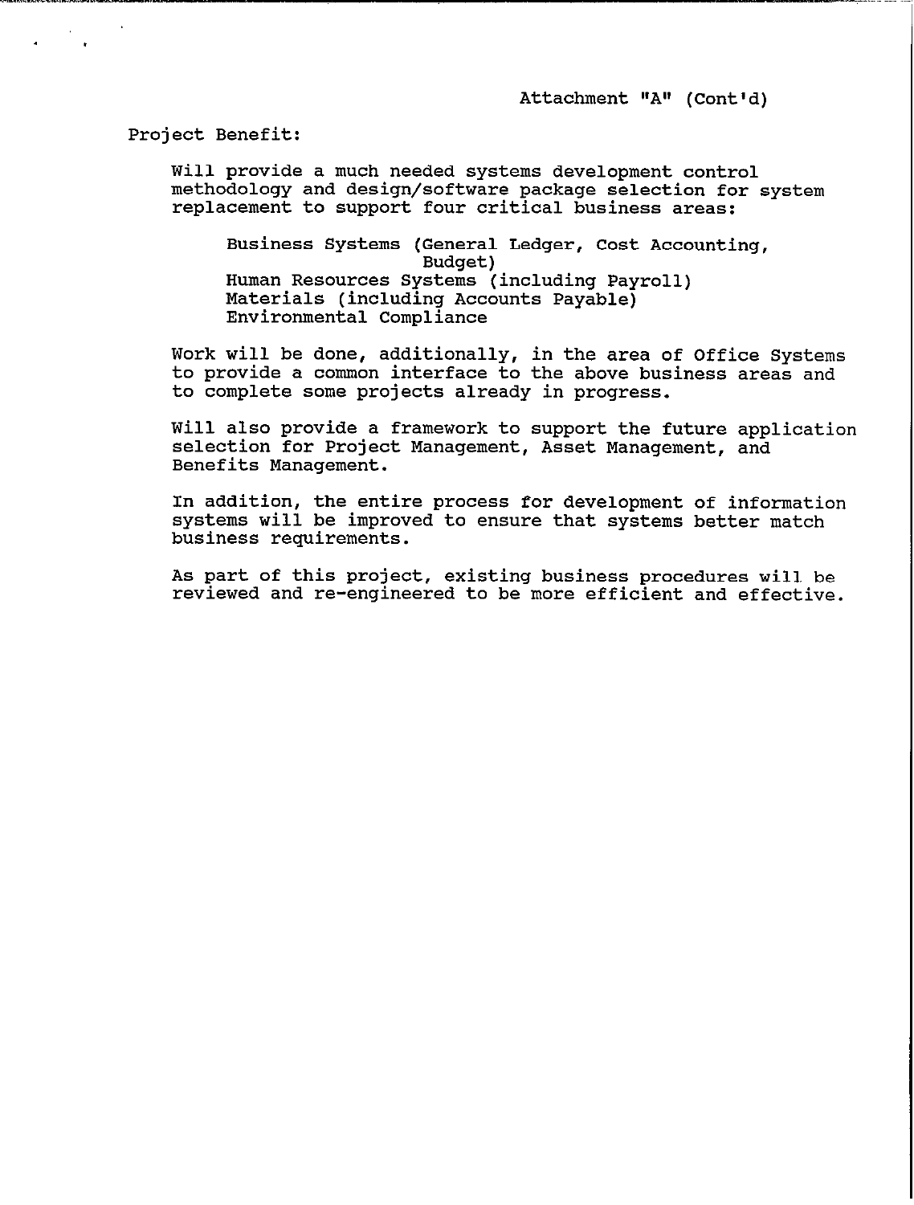Attachment "A" (Cont'd)

Project Benefit:

Will provide a much needed systems development control methodology and design/software package selection for system replacement to support four critical business areas:

- Business Systems (General Ledger, Cost Accounting, Budget)
- Human Resources Systems (including Payroll)
- Materials (including Accounts Payable)
- Environmental Compliance

Work will be done, additionally, in the area of Office Systems to provide a common interface to the above business areas and to complete some projects already in progress.

Will also provide a framework to support the future application selection for Project Management, Asset Management, and Benefits Management.

In addition, the entire process for development of information systems will be improved to ensure that systems better match business requirements.

As part of this project, existing business procedures will be reviewed and re-engineered to be more efficient and effective.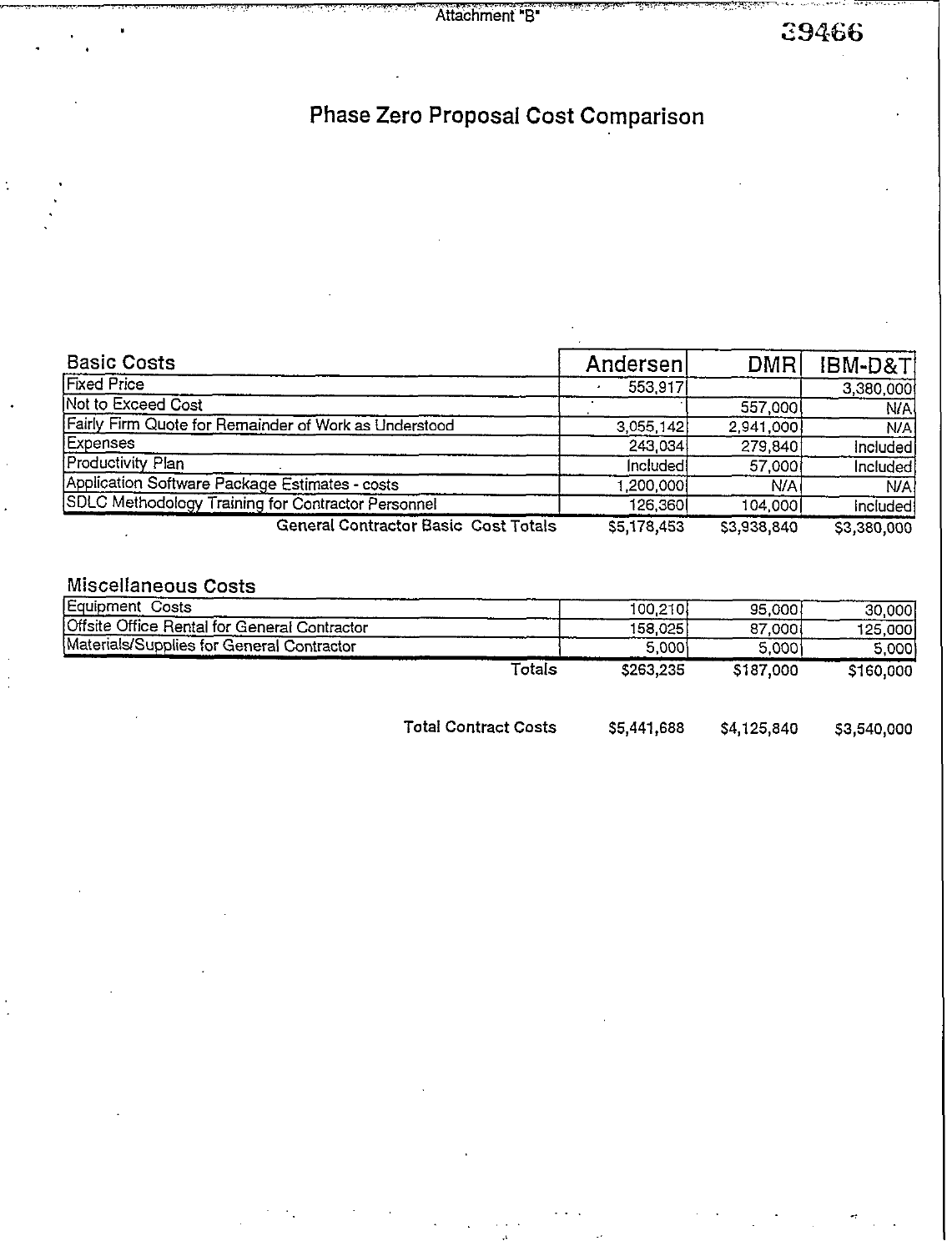Attachment "B"

39466

# Phase Zero Proposal Cost Comparison

| Basic Costs | Andersen | DMR | IBM-D&T |
|---|---|---|---|
| Fixed Price | 553,917 | | 3,380,000 |
| Not to Exceed Cost | | 557,000 | N/A |
| Fairly Firm Quote for Remainder of Work as Understood | 3,055,142 | 2,941,000 | N/A |
| Expenses | 243,034 | 279,840 | Included |
| Productivity Plan | Included | 57,000 | Included |
| Application Software Package Estimates - costs | 1,200,000 | N/A | N/A |
| SDLC Methodology Training for Contractor Personnel | 126,360 | 104,000 | Included |
| **General Contractor Basic Cost Totals** | $5,178,453 | $3,938,840 | $3,380,000 |

| Miscellaneous Costs | Andersen | DMR | IBM-D&T |
|---|---|---|---|
| Equipment Costs | 100,210 | 95,000 | 30,000 |
| Offsite Office Rental for General Contractor | 158,025 | 87,000 | 125,000 |
| Materials/Supplies for General Contractor | 5,000 | 5,000 | 5,000 |
| Totals | $263,235 | $187,000 | $160,000 |
| **Total Contract Costs** | $5,441,688 | $4,125,840 | $3,540,000 |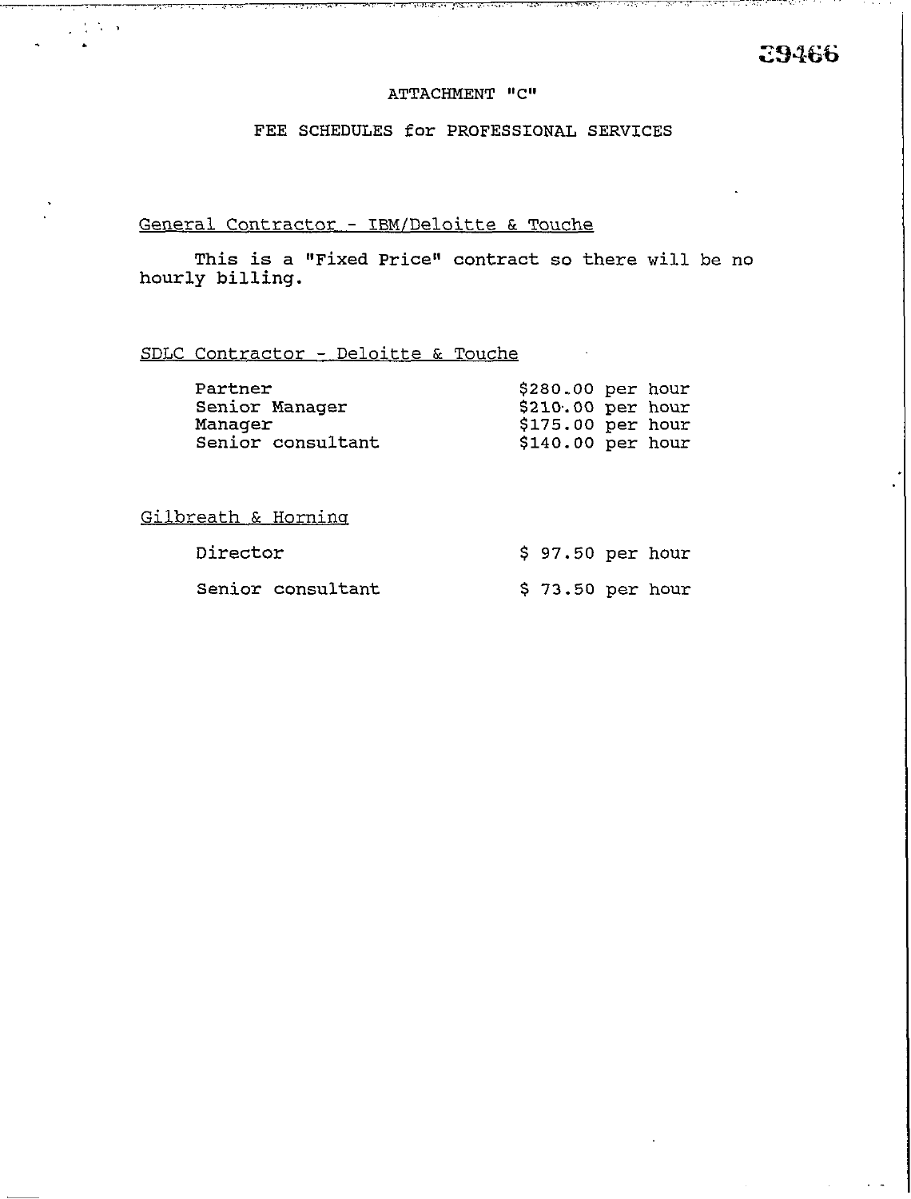# ATTACHMENT "C"

## FEE SCHEDULES for PROFESSIONAL SERVICES

General Contractor - IBM/Deloitte & Touche

This is a "Fixed Price" contract so there will be no hourly billing.

SDLC Contractor - Deloitte & Touche

| | |
|---|---|
| Partner | $280.00 per hour |
| Senior Manager | $210.00 per hour |
| Manager | $175.00 per hour |
| Senior consultant | $140.00 per hour |

Gilbreath & Horning

| | |
|---|---|
| Director | $ 97.50 per hour |
| Senior consultant | $ 73.50 per hour |